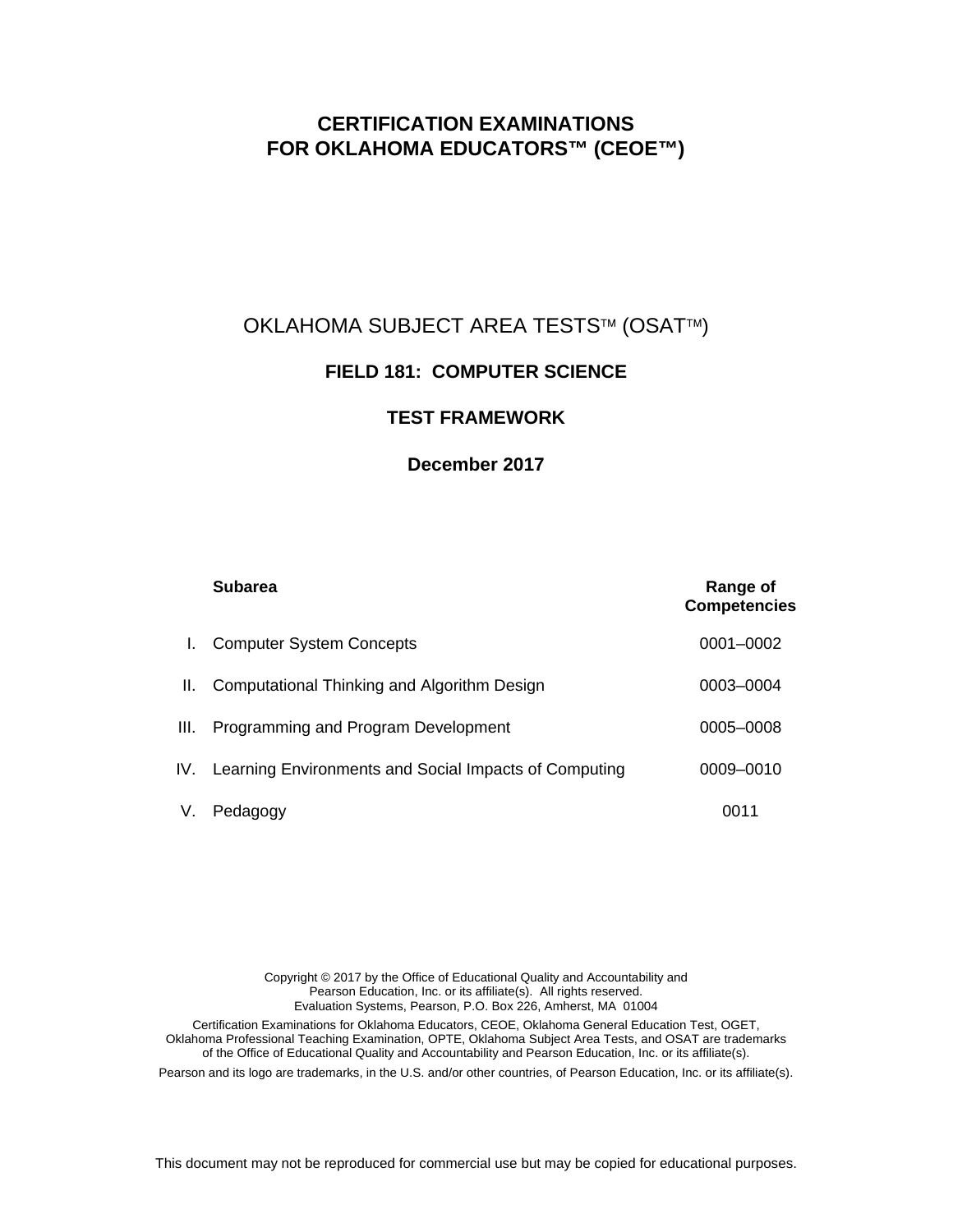# CERTIFICATION EXAMINATIONS FOR OKLAHOMA EDUCATORS™ (CEOE™)

## OKLAHOMA SUBJECT AREA TESTS™ (OSAT™)

### FIELD 181: COMPUTER SCIENCE

### TEST FRAMEWORK

### December 2017

| | Subarea | Range of Competencies |
|---|---|---|
| I. | Computer System Concepts | 0001–0002 |
| II. | Computational Thinking and Algorithm Design | 0003–0004 |
| III. | Programming and Program Development | 0005–0008 |
| IV. | Learning Environments and Social Impacts of Computing | 0009–0010 |
| V. | Pedagogy | 0011 |

Copyright © 2017 by the Office of Educational Quality and Accountability and Pearson Education, Inc. or its affiliate(s). All rights reserved.
Evaluation Systems, Pearson, P.O. Box 226, Amherst, MA 01004

Certification Examinations for Oklahoma Educators, CEOE, Oklahoma General Education Test, OGET, Oklahoma Professional Teaching Examination, OPTE, Oklahoma Subject Area Tests, and OSAT are trademarks of the Office of Educational Quality and Accountability and Pearson Education, Inc. or its affiliate(s).

Pearson and its logo are trademarks, in the U.S. and/or other countries, of Pearson Education, Inc. or its affiliate(s).

This document may not be reproduced for commercial use but may be copied for educational purposes.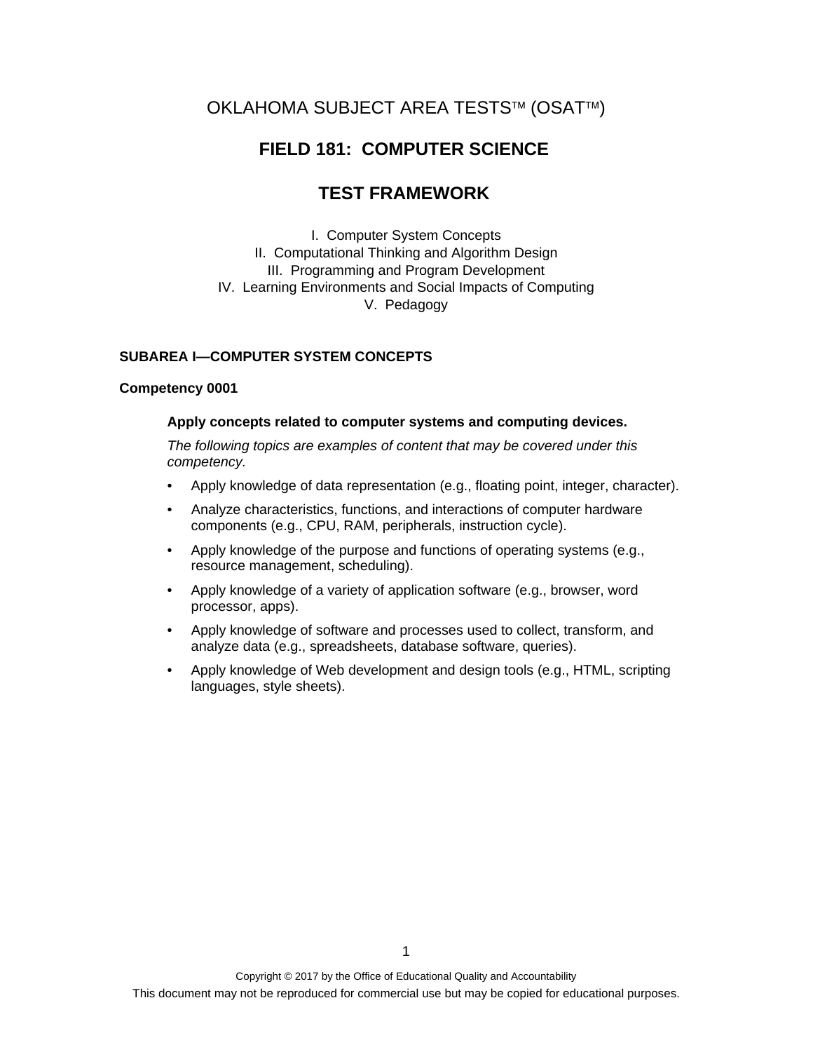# OKLAHOMA SUBJECT AREA TESTS™ (OSAT™)

## FIELD 181: COMPUTER SCIENCE

## TEST FRAMEWORK

I. Computer System Concepts
II. Computational Thinking and Algorithm Design
III. Programming and Program Development
IV. Learning Environments and Social Impacts of Computing
V. Pedagogy

### SUBAREA I—COMPUTER SYSTEM CONCEPTS

**Competency 0001**

**Apply concepts related to computer systems and computing devices.**

*The following topics are examples of content that may be covered under this competency.*

- Apply knowledge of data representation (e.g., floating point, integer, character).
- Analyze characteristics, functions, and interactions of computer hardware components (e.g., CPU, RAM, peripherals, instruction cycle).
- Apply knowledge of the purpose and functions of operating systems (e.g., resource management, scheduling).
- Apply knowledge of a variety of application software (e.g., browser, word processor, apps).
- Apply knowledge of software and processes used to collect, transform, and analyze data (e.g., spreadsheets, database software, queries).
- Apply knowledge of Web development and design tools (e.g., HTML, scripting languages, style sheets).

Copyright © 2017 by the Office of Educational Quality and Accountability
This document may not be reproduced for commercial use but may be copied for educational purposes.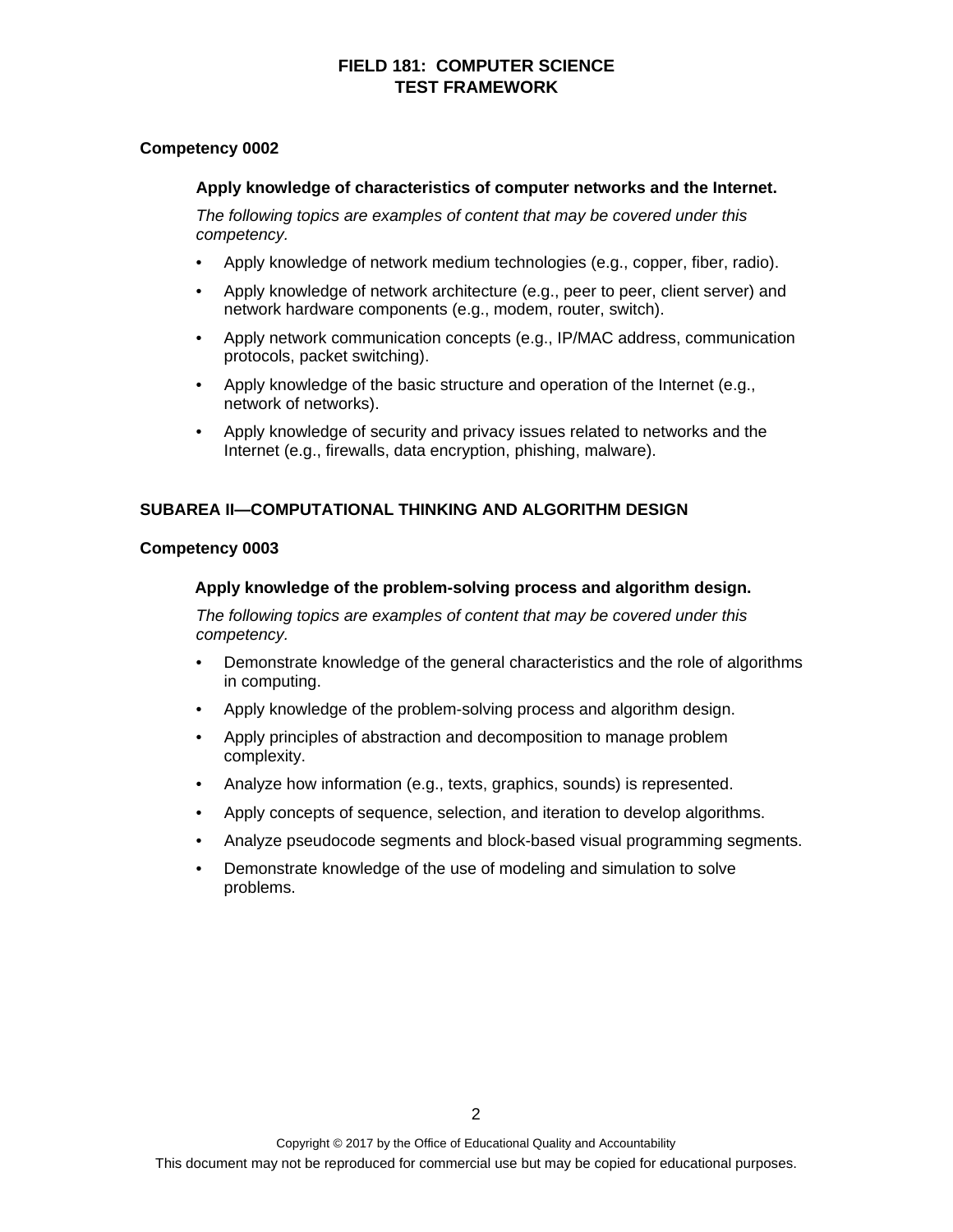## Competency 0002

### Apply knowledge of characteristics of computer networks and the Internet.

*The following topics are examples of content that may be covered under this competency.*

- Apply knowledge of network medium technologies (e.g., copper, fiber, radio).
- Apply knowledge of network architecture (e.g., peer to peer, client server) and network hardware components (e.g., modem, router, switch).
- Apply network communication concepts (e.g., IP/MAC address, communication protocols, packet switching).
- Apply knowledge of the basic structure and operation of the Internet (e.g., network of networks).
- Apply knowledge of security and privacy issues related to networks and the Internet (e.g., firewalls, data encryption, phishing, malware).

# SUBAREA II—COMPUTATIONAL THINKING AND ALGORITHM DESIGN

## Competency 0003

### Apply knowledge of the problem-solving process and algorithm design.

*The following topics are examples of content that may be covered under this competency.*

- Demonstrate knowledge of the general characteristics and the role of algorithms in computing.
- Apply knowledge of the problem-solving process and algorithm design.
- Apply principles of abstraction and decomposition to manage problem complexity.
- Analyze how information (e.g., texts, graphics, sounds) is represented.
- Apply concepts of sequence, selection, and iteration to develop algorithms.
- Analyze pseudocode segments and block-based visual programming segments.
- Demonstrate knowledge of the use of modeling and simulation to solve problems.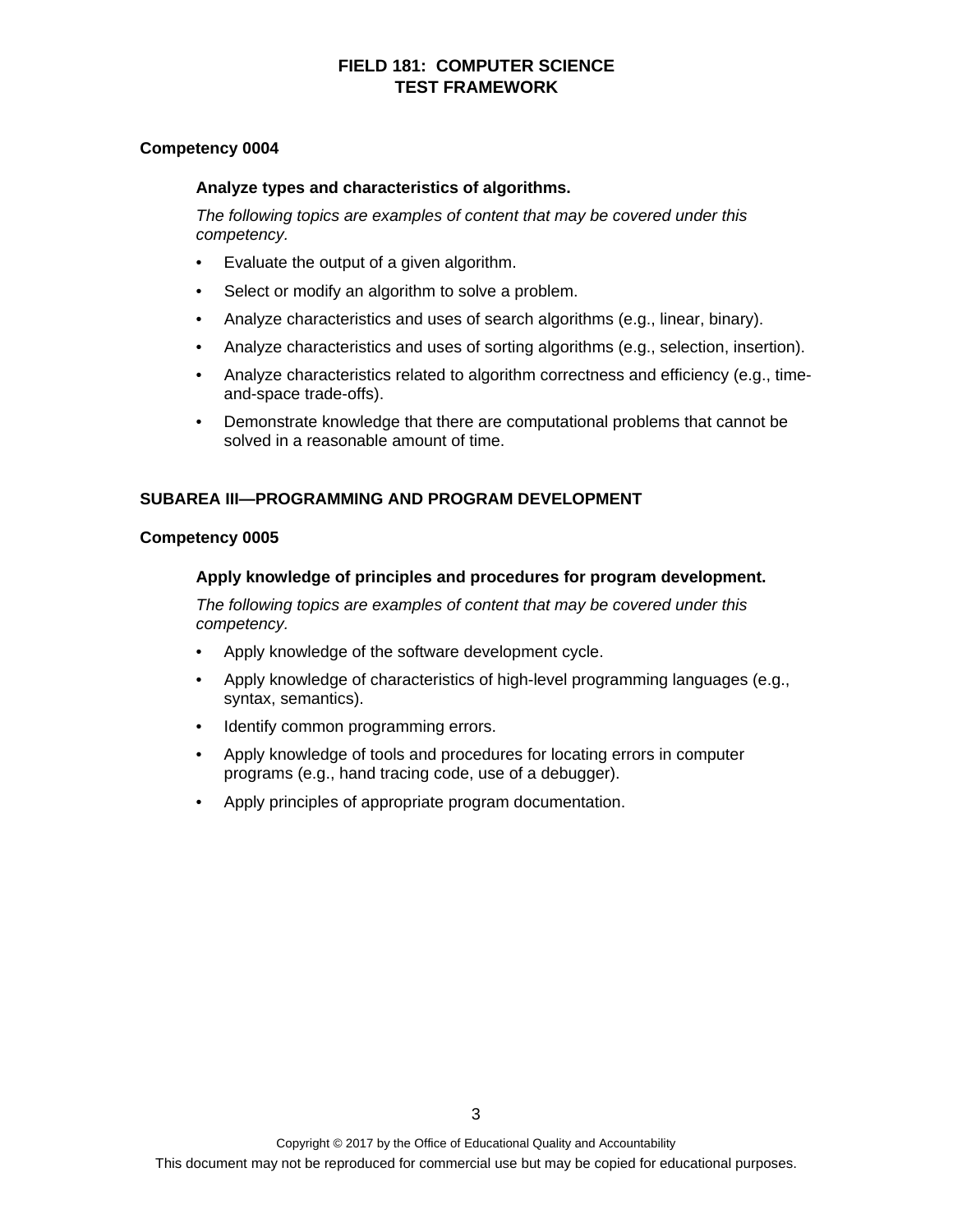**Competency 0004**

**Analyze types and characteristics of algorithms.**

*The following topics are examples of content that may be covered under this competency.*

- Evaluate the output of a given algorithm.
- Select or modify an algorithm to solve a problem.
- Analyze characteristics and uses of search algorithms (e.g., linear, binary).
- Analyze characteristics and uses of sorting algorithms (e.g., selection, insertion).
- Analyze characteristics related to algorithm correctness and efficiency (e.g., time-and-space trade-offs).
- Demonstrate knowledge that there are computational problems that cannot be solved in a reasonable amount of time.

## SUBAREA III—PROGRAMMING AND PROGRAM DEVELOPMENT

**Competency 0005**

**Apply knowledge of principles and procedures for program development.**

*The following topics are examples of content that may be covered under this competency.*

- Apply knowledge of the software development cycle.
- Apply knowledge of characteristics of high-level programming languages (e.g., syntax, semantics).
- Identify common programming errors.
- Apply knowledge of tools and procedures for locating errors in computer programs (e.g., hand tracing code, use of a debugger).
- Apply principles of appropriate program documentation.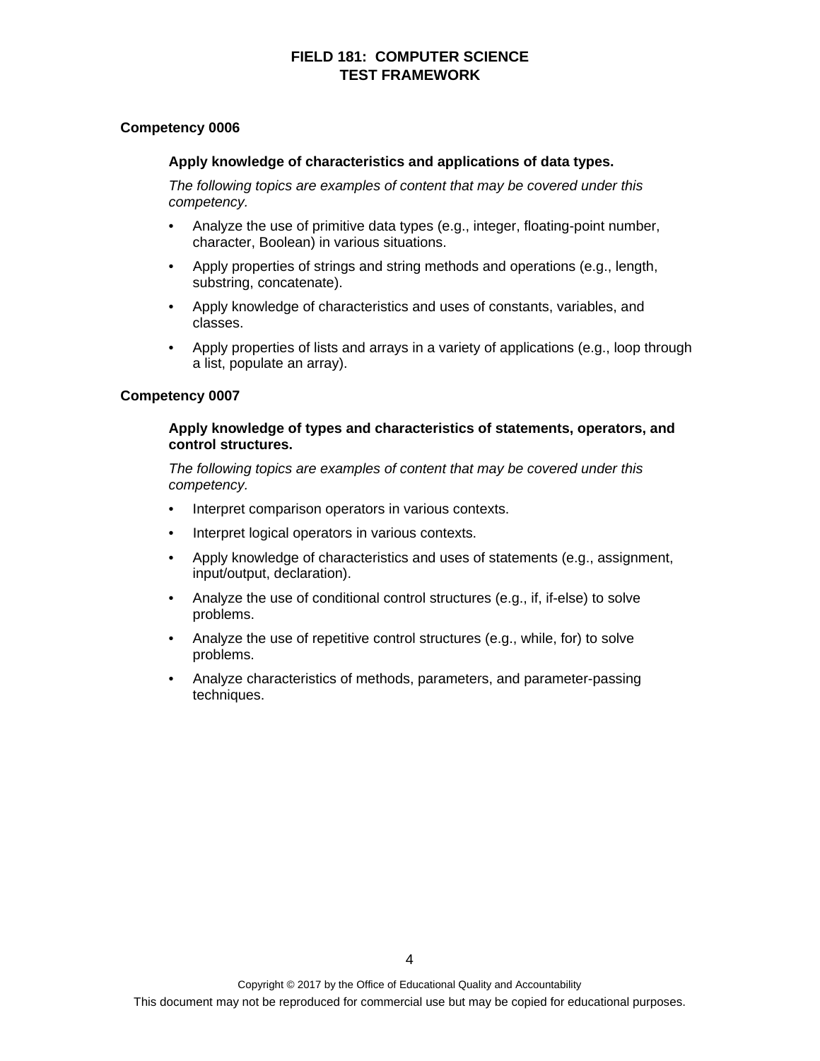## Competency 0006

**Apply knowledge of characteristics and applications of data types.**

*The following topics are examples of content that may be covered under this competency.*

- Analyze the use of primitive data types (e.g., integer, floating-point number, character, Boolean) in various situations.
- Apply properties of strings and string methods and operations (e.g., length, substring, concatenate).
- Apply knowledge of characteristics and uses of constants, variables, and classes.
- Apply properties of lists and arrays in a variety of applications (e.g., loop through a list, populate an array).

## Competency 0007

**Apply knowledge of types and characteristics of statements, operators, and control structures.**

*The following topics are examples of content that may be covered under this competency.*

- Interpret comparison operators in various contexts.
- Interpret logical operators in various contexts.
- Apply knowledge of characteristics and uses of statements (e.g., assignment, input/output, declaration).
- Analyze the use of conditional control structures (e.g., if, if-else) to solve problems.
- Analyze the use of repetitive control structures (e.g., while, for) to solve problems.
- Analyze characteristics of methods, parameters, and parameter-passing techniques.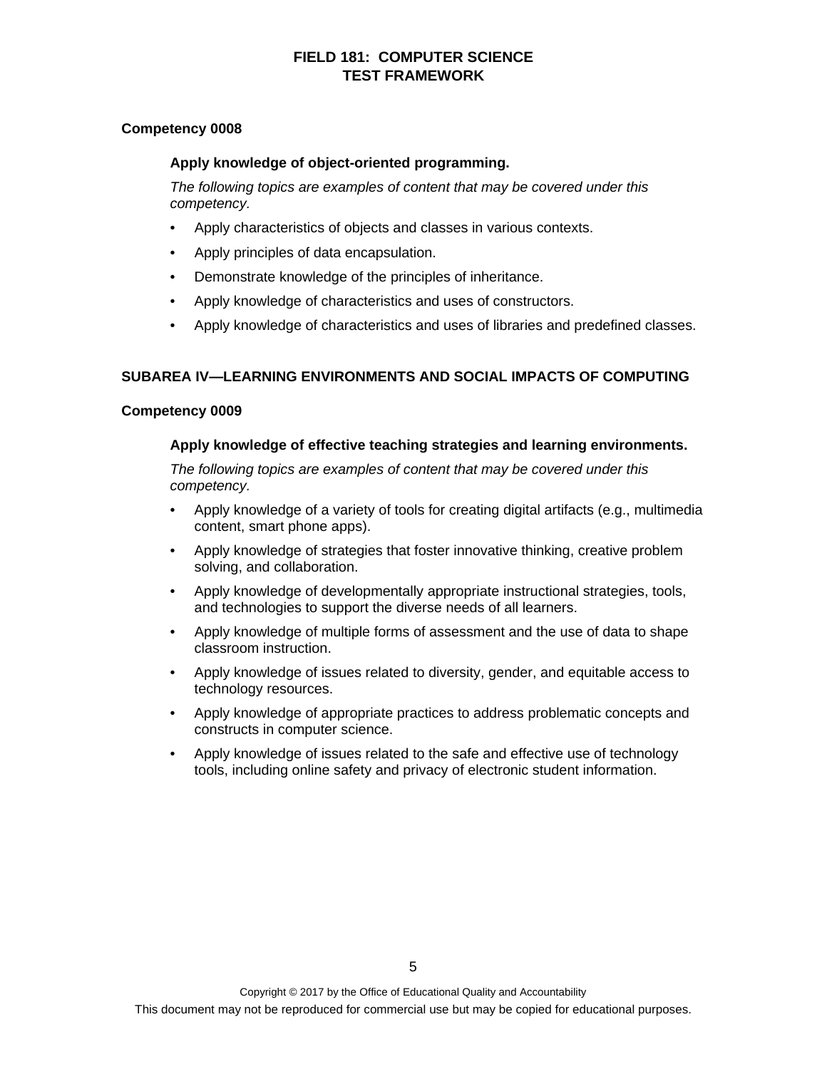**Competency 0008**

**Apply knowledge of object-oriented programming.**

*The following topics are examples of content that may be covered under this competency.*

- Apply characteristics of objects and classes in various contexts.
- Apply principles of data encapsulation.
- Demonstrate knowledge of the principles of inheritance.
- Apply knowledge of characteristics and uses of constructors.
- Apply knowledge of characteristics and uses of libraries and predefined classes.

## SUBAREA IV—LEARNING ENVIRONMENTS AND SOCIAL IMPACTS OF COMPUTING

**Competency 0009**

**Apply knowledge of effective teaching strategies and learning environments.**

*The following topics are examples of content that may be covered under this competency.*

- Apply knowledge of a variety of tools for creating digital artifacts (e.g., multimedia content, smart phone apps).
- Apply knowledge of strategies that foster innovative thinking, creative problem solving, and collaboration.
- Apply knowledge of developmentally appropriate instructional strategies, tools, and technologies to support the diverse needs of all learners.
- Apply knowledge of multiple forms of assessment and the use of data to shape classroom instruction.
- Apply knowledge of issues related to diversity, gender, and equitable access to technology resources.
- Apply knowledge of appropriate practices to address problematic concepts and constructs in computer science.
- Apply knowledge of issues related to the safe and effective use of technology tools, including online safety and privacy of electronic student information.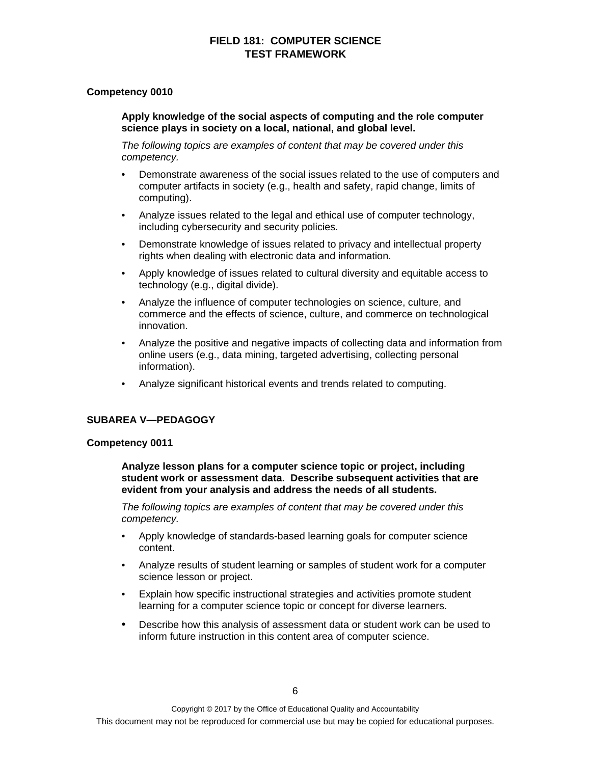**Competency 0010**

**Apply knowledge of the social aspects of computing and the role computer science plays in society on a local, national, and global level.**

*The following topics are examples of content that may be covered under this competency.*

- Demonstrate awareness of the social issues related to the use of computers and computer artifacts in society (e.g., health and safety, rapid change, limits of computing).
- Analyze issues related to the legal and ethical use of computer technology, including cybersecurity and security policies.
- Demonstrate knowledge of issues related to privacy and intellectual property rights when dealing with electronic data and information.
- Apply knowledge of issues related to cultural diversity and equitable access to technology (e.g., digital divide).
- Analyze the influence of computer technologies on science, culture, and commerce and the effects of science, culture, and commerce on technological innovation.
- Analyze the positive and negative impacts of collecting data and information from online users (e.g., data mining, targeted advertising, collecting personal information).
- Analyze significant historical events and trends related to computing.

## SUBAREA V—PEDAGOGY

**Competency 0011**

**Analyze lesson plans for a computer science topic or project, including student work or assessment data. Describe subsequent activities that are evident from your analysis and address the needs of all students.**

*The following topics are examples of content that may be covered under this competency.*

- Apply knowledge of standards-based learning goals for computer science content.
- Analyze results of student learning or samples of student work for a computer science lesson or project.
- Explain how specific instructional strategies and activities promote student learning for a computer science topic or concept for diverse learners.
- Describe how this analysis of assessment data or student work can be used to inform future instruction in this content area of computer science.